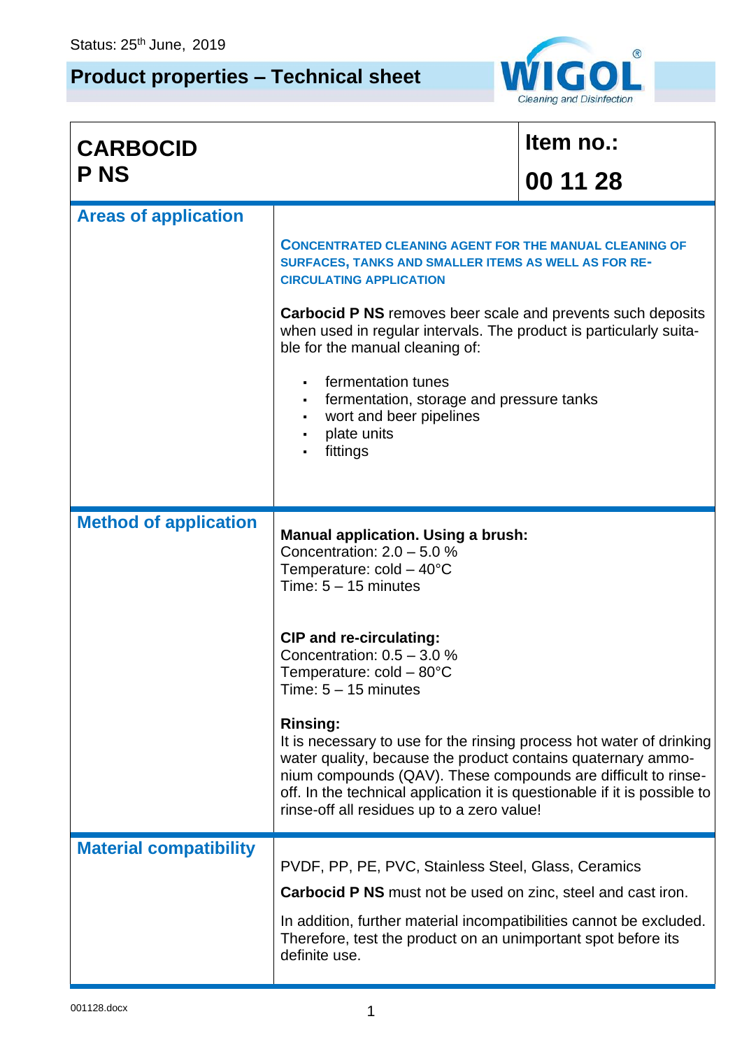Status: 25th June, 2019

# Product properties – Technical sheet

WIGOL® Cleaning and Disinfection

| CARBOCID P NS | Item no.: 00 11 28 |
|---|---|

## Areas of application

**CONCENTRATED CLEANING AGENT FOR THE MANUAL CLEANING OF SURFACES, TANKS AND SMALLER ITEMS AS WELL AS FOR RE-CIRCULATING APPLICATION**

**Carbocid P NS** removes beer scale and prevents such deposits when used in regular intervals. The product is particularly suitable for the manual cleaning of:

- fermentation tunes
- fermentation, storage and pressure tanks
- wort and beer pipelines
- plate units
- fittings

## Method of application

**Manual application. Using a brush:**
Concentration: 2.0 – 5.0 %
Temperature: cold – 40°C
Time: 5 – 15 minutes

**CIP and re-circulating:**
Concentration: 0.5 – 3.0 %
Temperature: cold – 80°C
Time: 5 – 15 minutes

**Rinsing:**
It is necessary to use for the rinsing process hot water of drinking water quality, because the product contains quaternary ammonium compounds (QAV). These compounds are difficult to rinse-off. In the technical application it is questionable if it is possible to rinse-off all residues up to a zero value!

## Material compatibility

PVDF, PP, PE, PVC, Stainless Steel, Glass, Ceramics

**Carbocid P NS** must not be used on zinc, steel and cast iron.

In addition, further material incompatibilities cannot be excluded. Therefore, test the product on an unimportant spot before its definite use.

001128.docx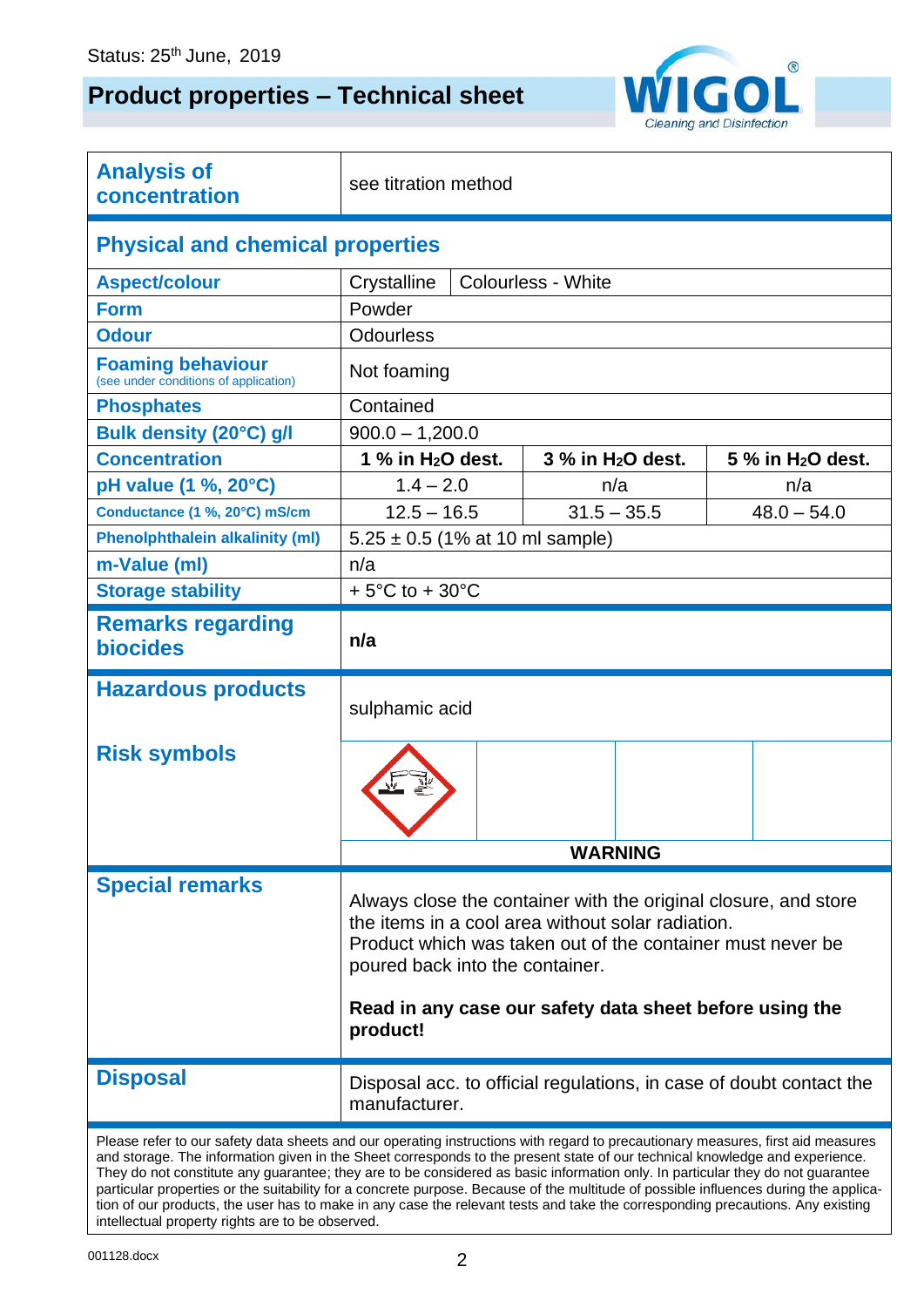Status: 25th June, 2019

# Product properties – Technical sheet

| | | | |
|---|---|---|---|
| **Analysis of concentration** | see titration method | | |
| **Physical and chemical properties** | | | |
| **Aspect/colour** | Crystalline | Colourless - White | |
| **Form** | Powder | | |
| **Odour** | Odourless | | |
| **Foaming behaviour** (see under conditions of application) | Not foaming | | |
| **Phosphates** | Contained | | |
| **Bulk density (20°C) g/l** | 900.0 – 1,200.0 | | |
| **Concentration** | **1 % in $H_2O$ dest.** | **3 % in $H_2O$ dest.** | **5 % in $H_2O$ dest.** |
| **pH value (1 %, 20°C)** | 1.4 – 2.0 | n/a | n/a |
| **Conductance (1 %, 20°C) mS/cm** | 12.5 – 16.5 | 31.5 – 35.5 | 48.0 – 54.0 |
| **Phenolphthalein alkalinity (ml)** | 5.25 ± 0.5 (1% at 10 ml sample) | | |
| **m-Value (ml)** | n/a | | |
| **Storage stability** | + 5°C to + 30°C | | |
| **Remarks regarding biocides** | **n/a** | | |
| **Hazardous products** | sulphamic acid | | |
| **Risk symbols** | **WARNING** | | |
| **Special remarks** | Always close the container with the original closure, and store the items in a cool area without solar radiation. Product which was taken out of the container must never be poured back into the container. **Read in any case our safety data sheet before using the product!** | | |
| **Disposal** | Disposal acc. to official regulations, in case of doubt contact the manufacturer. | | |

Please refer to our safety data sheets and our operating instructions with regard to precautionary measures, first aid measures and storage. The information given in the Sheet corresponds to the present state of our technical knowledge and experience. They do not constitute any guarantee; they are to be considered as basic information only. In particular they do not guarantee particular properties or the suitability for a concrete purpose. Because of the multitude of possible influences during the application of our products, the user has to make in any case the relevant tests and take the corresponding precautions. Any existing intellectual property rights are to be observed.

001128.docx